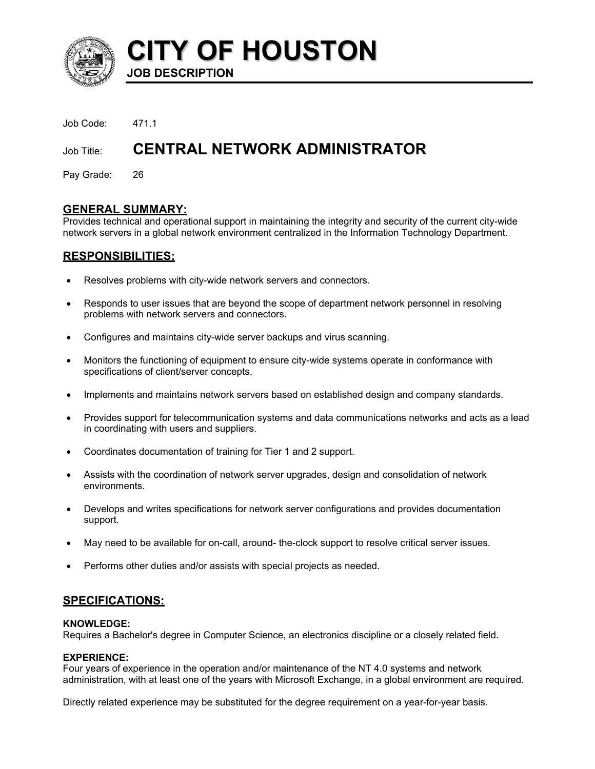# CITY OF HOUSTON

**JOB DESCRIPTION**

Job Code: 471.1

## Job Title: CENTRAL NETWORK ADMINISTRATOR

Pay Grade: 26

## GENERAL SUMMARY:

Provides technical and operational support in maintaining the integrity and security of the current city-wide network servers in a global network environment centralized in the Information Technology Department.

## RESPONSIBILITIES:

- Resolves problems with city-wide network servers and connectors.
- Responds to user issues that are beyond the scope of department network personnel in resolving problems with network servers and connectors.
- Configures and maintains city-wide server backups and virus scanning.
- Monitors the functioning of equipment to ensure city-wide systems operate in conformance with specifications of client/server concepts.
- Implements and maintains network servers based on established design and company standards.
- Provides support for telecommunication systems and data communications networks and acts as a lead in coordinating with users and suppliers.
- Coordinates documentation of training for Tier 1 and 2 support.
- Assists with the coordination of network server upgrades, design and consolidation of network environments.
- Develops and writes specifications for network server configurations and provides documentation support.
- May need to be available for on-call, around- the-clock support to resolve critical server issues.
- Performs other duties and/or assists with special projects as needed.

## SPECIFICATIONS:

**KNOWLEDGE:**

Requires a Bachelor's degree in Computer Science, an electronics discipline or a closely related field.

**EXPERIENCE:**

Four years of experience in the operation and/or maintenance of the NT 4.0 systems and network administration, with at least one of the years with Microsoft Exchange, in a global environment are required.

Directly related experience may be substituted for the degree requirement on a year-for-year basis.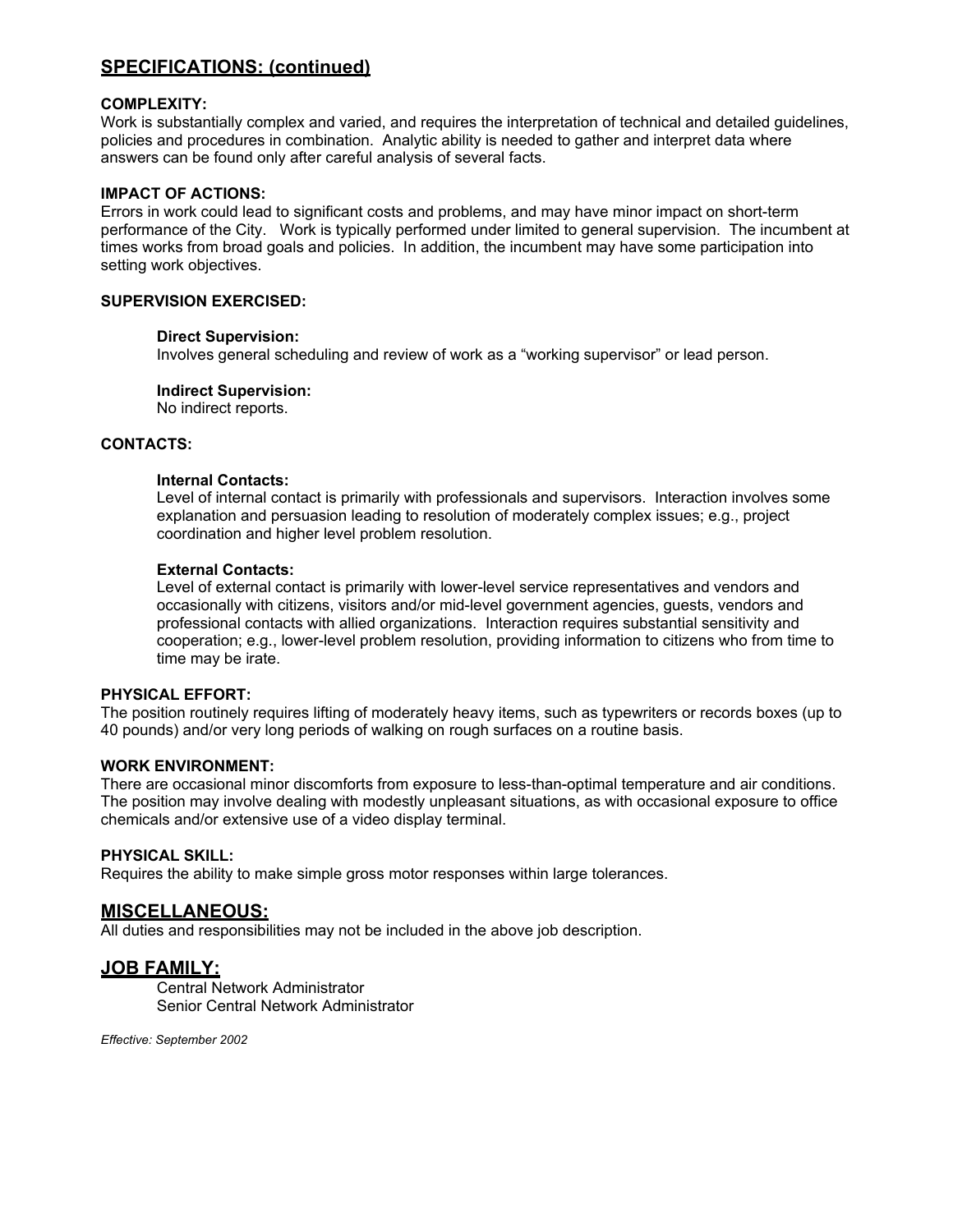## SPECIFICATIONS: (continued)

**COMPLEXITY:**
Work is substantially complex and varied, and requires the interpretation of technical and detailed guidelines, policies and procedures in combination. Analytic ability is needed to gather and interpret data where answers can be found only after careful analysis of several facts.

**IMPACT OF ACTIONS:**
Errors in work could lead to significant costs and problems, and may have minor impact on short-term performance of the City. Work is typically performed under limited to general supervision. The incumbent at times works from broad goals and policies. In addition, the incumbent may have some participation into setting work objectives.

**SUPERVISION EXERCISED:**

**Direct Supervision:**
Involves general scheduling and review of work as a "working supervisor" or lead person.

**Indirect Supervision:**
No indirect reports.

**CONTACTS:**

**Internal Contacts:**
Level of internal contact is primarily with professionals and supervisors. Interaction involves some explanation and persuasion leading to resolution of moderately complex issues; e.g., project coordination and higher level problem resolution.

**External Contacts:**
Level of external contact is primarily with lower-level service representatives and vendors and occasionally with citizens, visitors and/or mid-level government agencies, guests, vendors and professional contacts with allied organizations. Interaction requires substantial sensitivity and cooperation; e.g., lower-level problem resolution, providing information to citizens who from time to time may be irate.

**PHYSICAL EFFORT:**
The position routinely requires lifting of moderately heavy items, such as typewriters or records boxes (up to 40 pounds) and/or very long periods of walking on rough surfaces on a routine basis.

**WORK ENVIRONMENT:**
There are occasional minor discomforts from exposure to less-than-optimal temperature and air conditions. The position may involve dealing with modestly unpleasant situations, as with occasional exposure to office chemicals and/or extensive use of a video display terminal.

**PHYSICAL SKILL:**
Requires the ability to make simple gross motor responses within large tolerances.

## MISCELLANEOUS:
All duties and responsibilities may not be included in the above job description.

## JOB FAMILY:
Central Network Administrator
Senior Central Network Administrator

*Effective: September 2002*